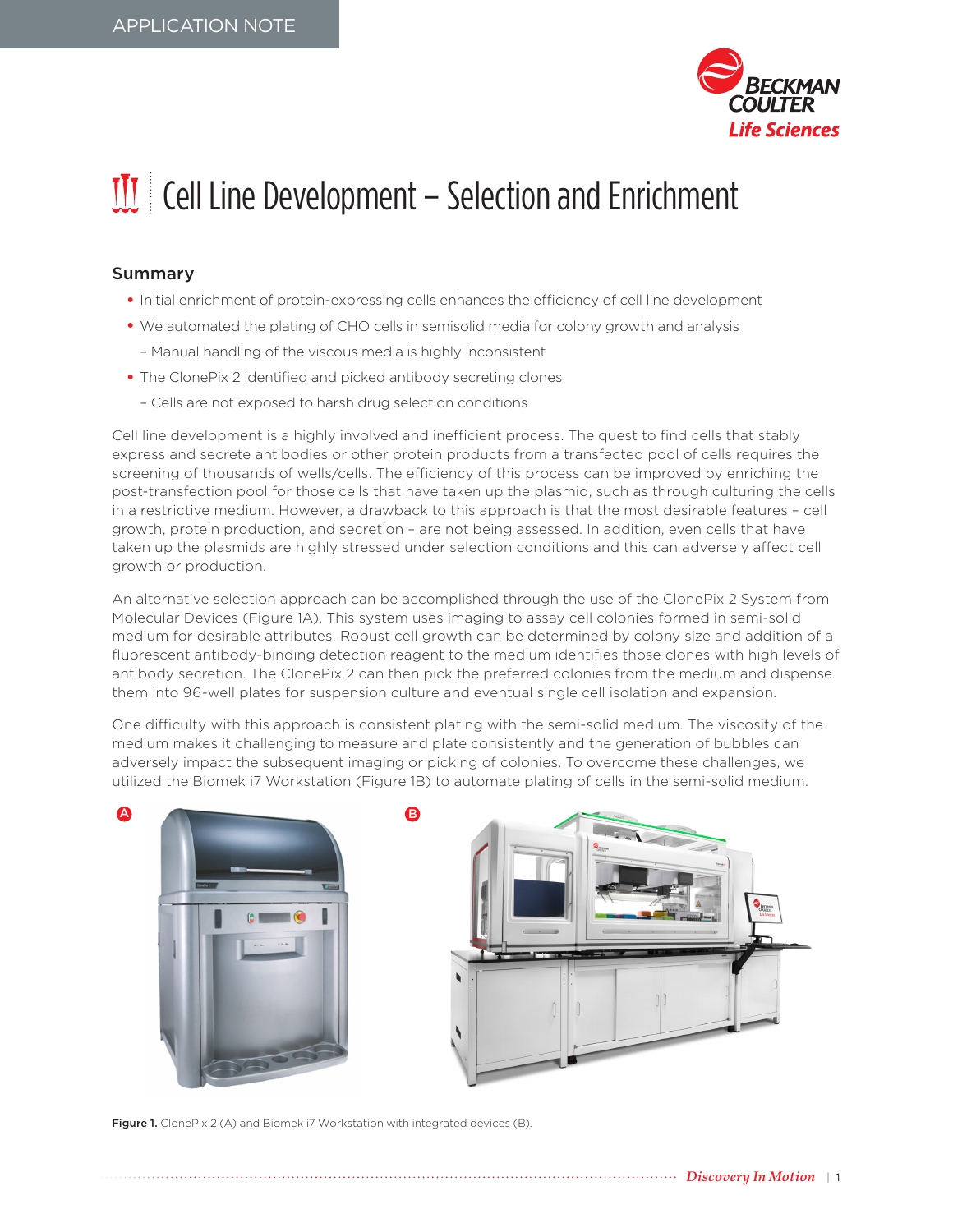APPLICATION NOTE

# Cell Line Development – Selection and Enrichment

## Summary

- Initial enrichment of protein-expressing cells enhances the efficiency of cell line development
- We automated the plating of CHO cells in semisolid media for colony growth and analysis
  - Manual handling of the viscous media is highly inconsistent
- The ClonePix 2 identified and picked antibody secreting clones
  - Cells are not exposed to harsh drug selection conditions

Cell line development is a highly involved and inefficient process. The quest to find cells that stably express and secrete antibodies or other protein products from a transfected pool of cells requires the screening of thousands of wells/cells. The efficiency of this process can be improved by enriching the post-transfection pool for those cells that have taken up the plasmid, such as through culturing the cells in a restrictive medium. However, a drawback to this approach is that the most desirable features – cell growth, protein production, and secretion – are not being assessed. In addition, even cells that have taken up the plasmids are highly stressed under selection conditions and this can adversely affect cell growth or production.

An alternative selection approach can be accomplished through the use of the ClonePix 2 System from Molecular Devices (Figure 1A). This system uses imaging to assay cell colonies formed in semi-solid medium for desirable attributes. Robust cell growth can be determined by colony size and addition of a fluorescent antibody-binding detection reagent to the medium identifies those clones with high levels of antibody secretion. The ClonePix 2 can then pick the preferred colonies from the medium and dispense them into 96-well plates for suspension culture and eventual single cell isolation and expansion.

One difficulty with this approach is consistent plating with the semi-solid medium. The viscosity of the medium makes it challenging to measure and plate consistently and the generation of bubbles can adversely impact the subsequent imaging or picking of colonies. To overcome these challenges, we utilized the Biomek i7 Workstation (Figure 1B) to automate plating of cells in the semi-solid medium.

**Figure 1.** ClonePix 2 (A) and Biomek i7 Workstation with integrated devices (B).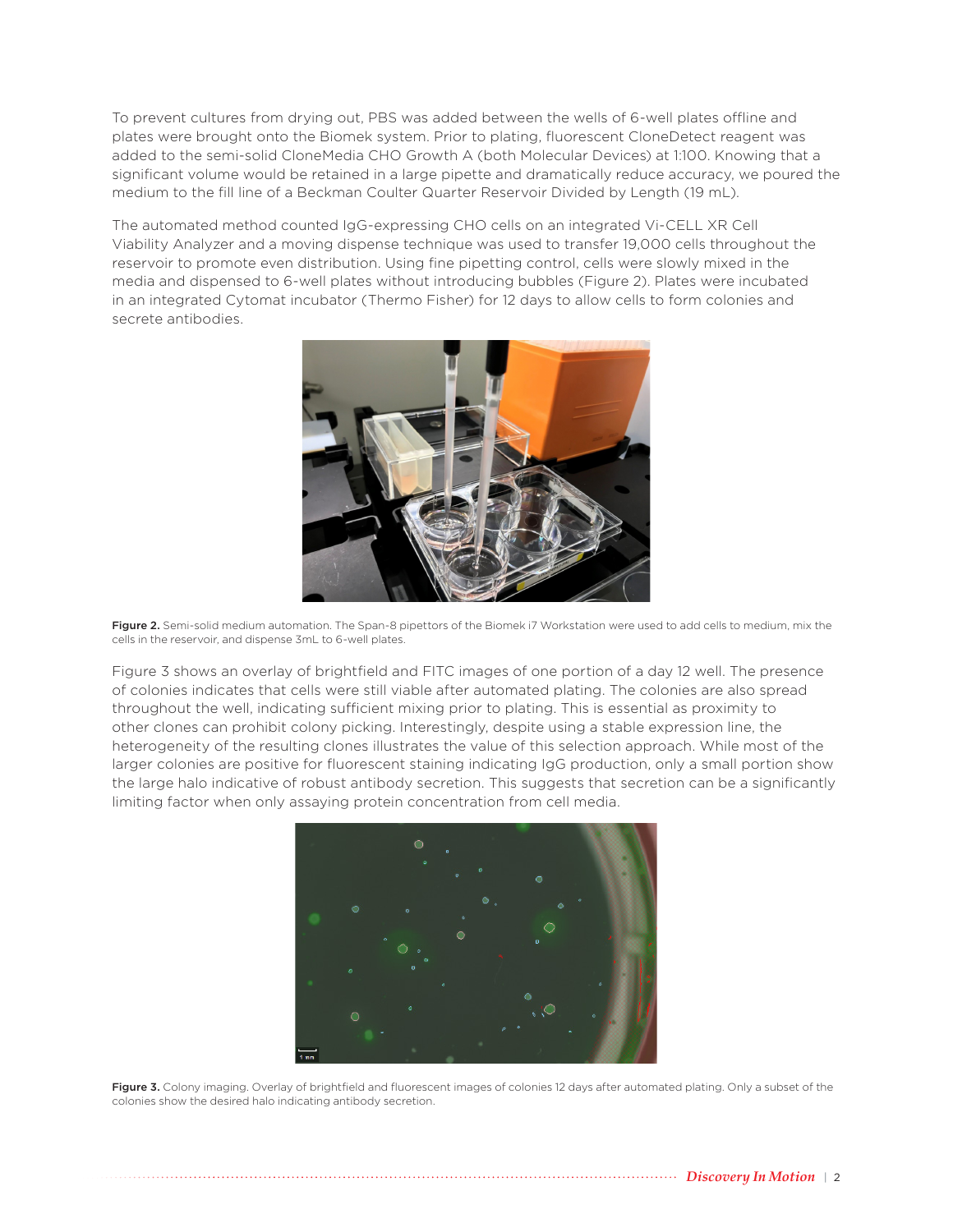To prevent cultures from drying out, PBS was added between the wells of 6-well plates offline and plates were brought onto the Biomek system. Prior to plating, fluorescent CloneDetect reagent was added to the semi-solid CloneMedia CHO Growth A (both Molecular Devices) at 1:100. Knowing that a significant volume would be retained in a large pipette and dramatically reduce accuracy, we poured the medium to the fill line of a Beckman Coulter Quarter Reservoir Divided by Length (19 mL).

The automated method counted IgG-expressing CHO cells on an integrated Vi-CELL XR Cell Viability Analyzer and a moving dispense technique was used to transfer 19,000 cells throughout the reservoir to promote even distribution. Using fine pipetting control, cells were slowly mixed in the media and dispensed to 6-well plates without introducing bubbles (Figure 2). Plates were incubated in an integrated Cytomat incubator (Thermo Fisher) for 12 days to allow cells to form colonies and secrete antibodies.

**Figure 2.** Semi-solid medium automation. The Span-8 pipettors of the Biomek i7 Workstation were used to add cells to medium, mix the cells in the reservoir, and dispense 3mL to 6-well plates.

Figure 3 shows an overlay of brightfield and FITC images of one portion of a day 12 well. The presence of colonies indicates that cells were still viable after automated plating. The colonies are also spread throughout the well, indicating sufficient mixing prior to plating. This is essential as proximity to other clones can prohibit colony picking. Interestingly, despite using a stable expression line, the heterogeneity of the resulting clones illustrates the value of this selection approach. While most of the larger colonies are positive for fluorescent staining indicating IgG production, only a small portion show the large halo indicative of robust antibody secretion. This suggests that secretion can be a significantly limiting factor when only assaying protein concentration from cell media.

**Figure 3.** Colony imaging. Overlay of brightfield and fluorescent images of colonies 12 days after automated plating. Only a subset of the colonies show the desired halo indicating antibody secretion.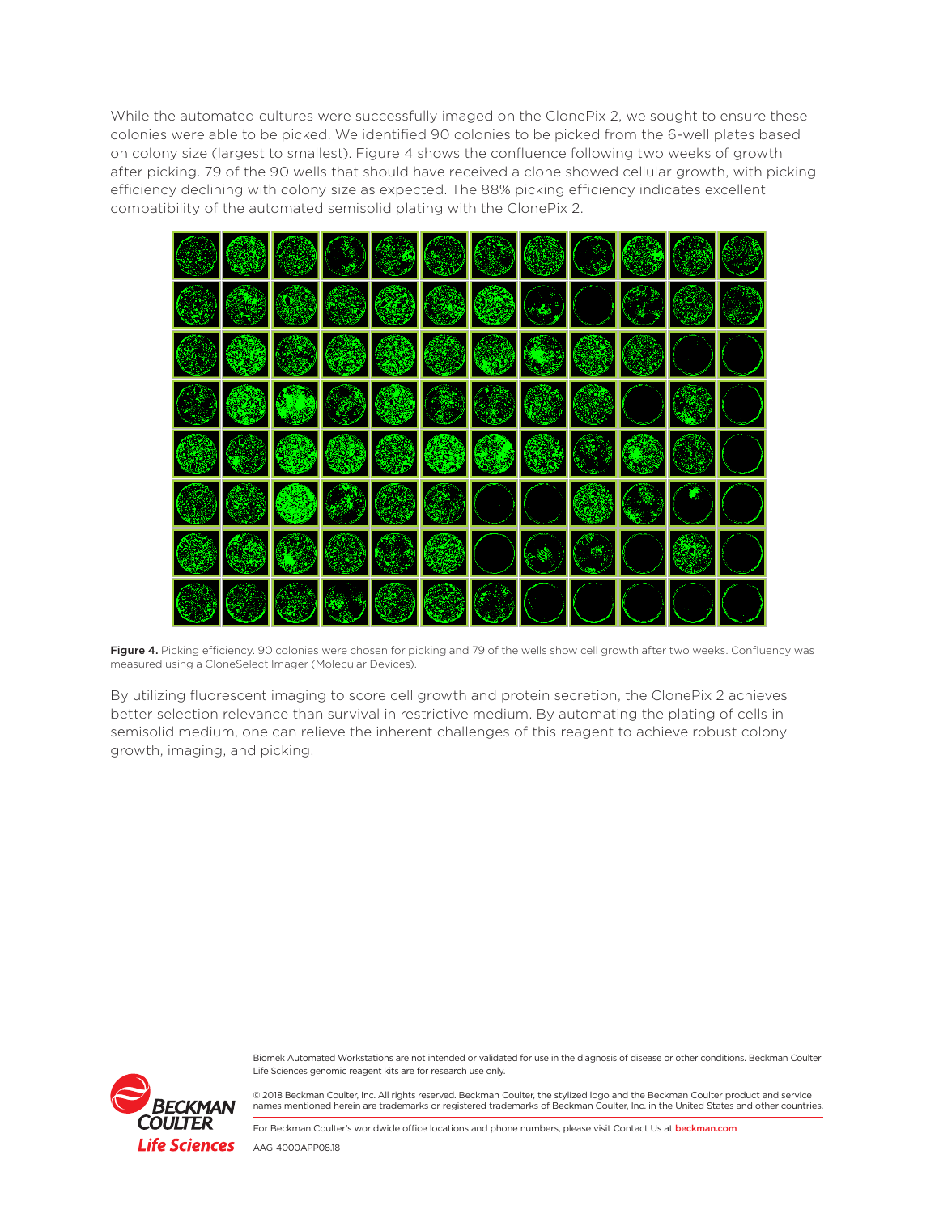While the automated cultures were successfully imaged on the ClonePix 2, we sought to ensure these colonies were able to be picked. We identified 90 colonies to be picked from the 6-well plates based on colony size (largest to smallest). Figure 4 shows the confluence following two weeks of growth after picking. 79 of the 90 wells that should have received a clone showed cellular growth, with picking efficiency declining with colony size as expected. The 88% picking efficiency indicates excellent compatibility of the automated semisolid plating with the ClonePix 2.

**Figure 4.** Picking efficiency. 90 colonies were chosen for picking and 79 of the wells show cell growth after two weeks. Confluency was measured using a CloneSelect Imager (Molecular Devices).

By utilizing fluorescent imaging to score cell growth and protein secretion, the ClonePix 2 achieves better selection relevance than survival in restrictive medium. By automating the plating of cells in semisolid medium, one can relieve the inherent challenges of this reagent to achieve robust colony growth, imaging, and picking.

Biomek Automated Workstations are not intended or validated for use in the diagnosis of disease or other conditions. Beckman Coulter Life Sciences genomic reagent kits are for research use only.

© 2018 Beckman Coulter, Inc. All rights reserved. Beckman Coulter, the stylized logo and the Beckman Coulter product and service names mentioned herein are trademarks or registered trademarks of Beckman Coulter, Inc. in the United States and other countries.

For Beckman Coulter's worldwide office locations and phone numbers, please visit Contact Us at **beckman.com**

AAG-4000APP08.18